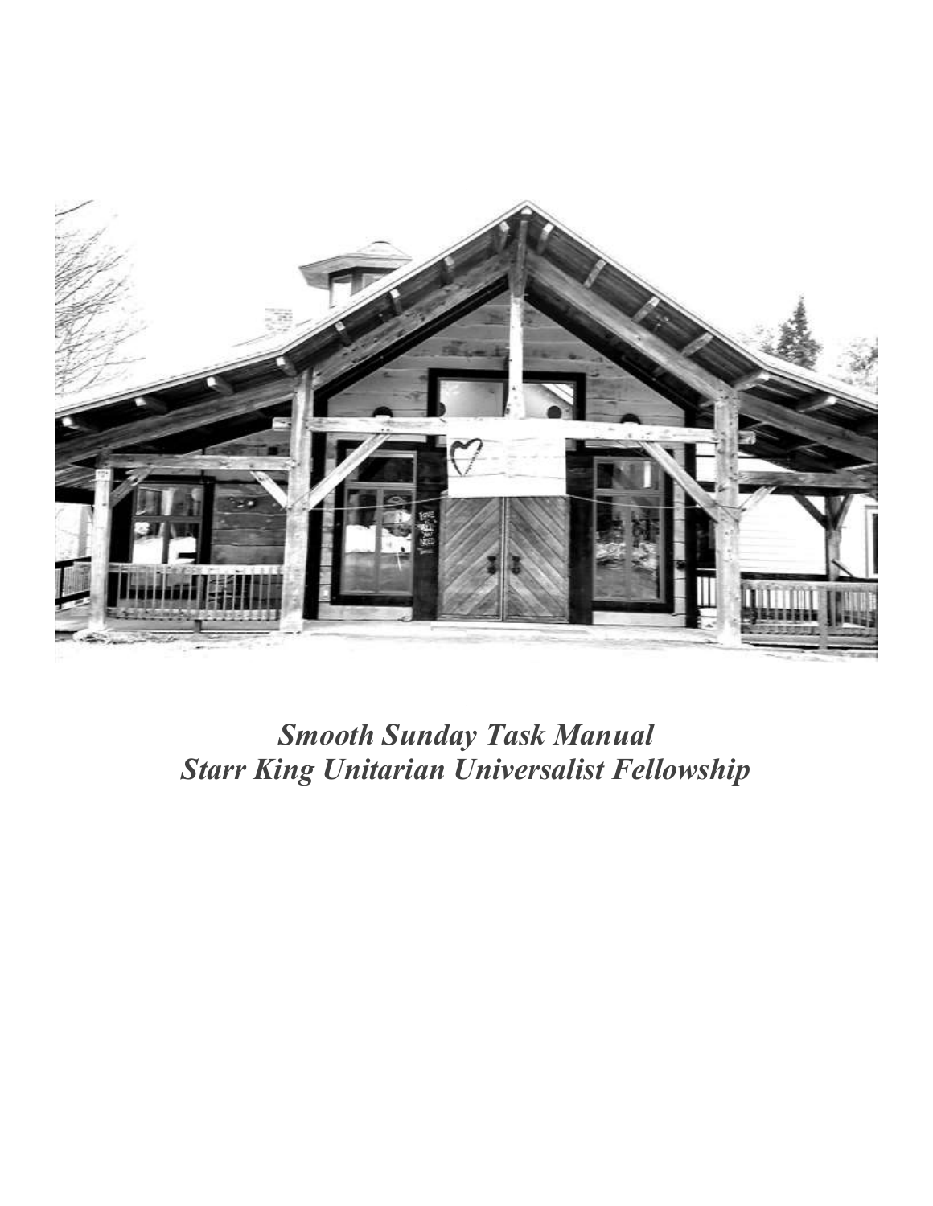*Smooth Sunday Task Manual*
*Starr King Unitarian Universalist Fellowship*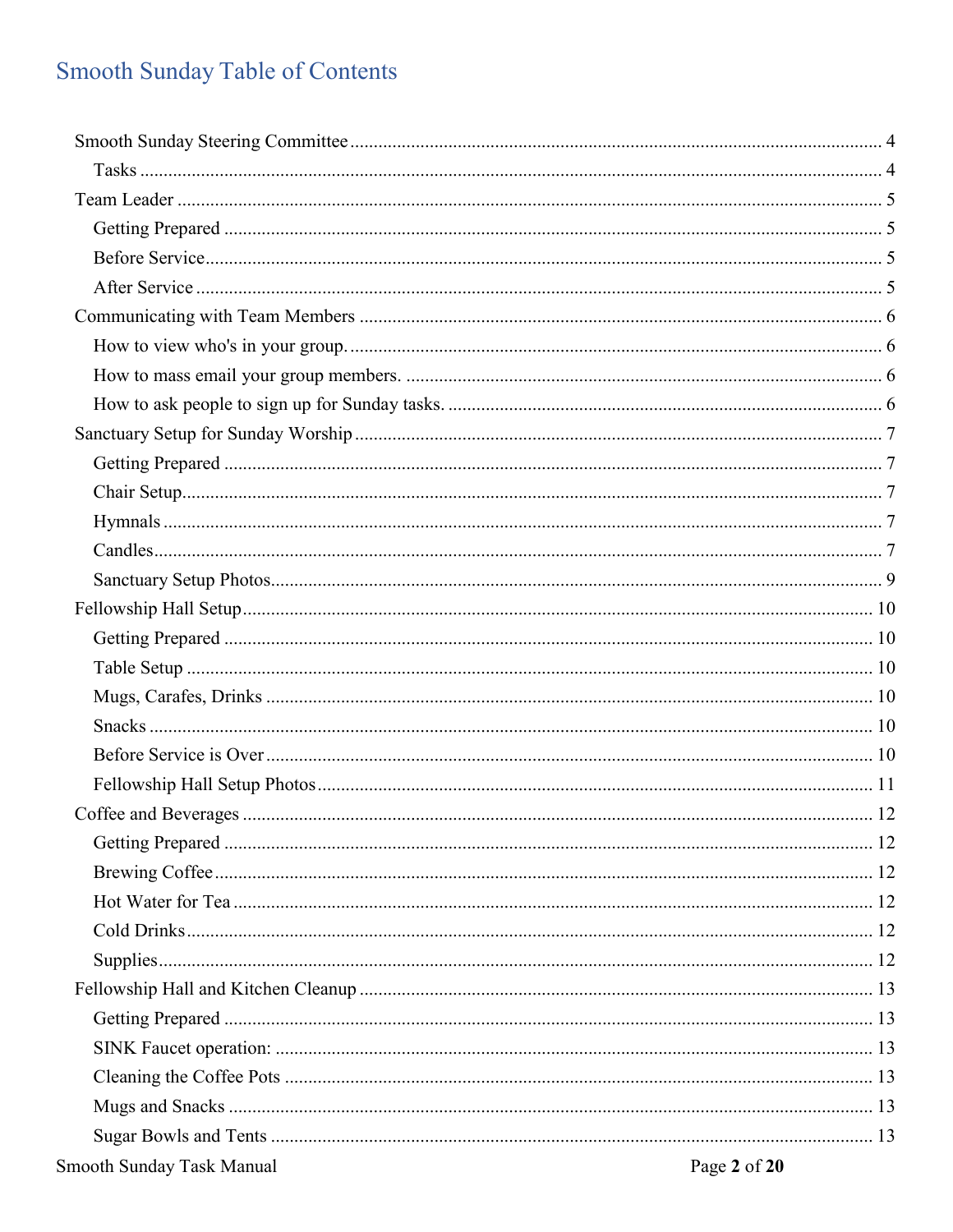# Smooth Sunday Table of Contents

- Smooth Sunday Steering Committee ........ 4
  - Tasks ........ 4
- Team Leader ........ 5
  - Getting Prepared ........ 5
  - Before Service ........ 5
  - After Service ........ 5
- Communicating with Team Members ........ 6
  - How to view who's in your group. ........ 6
  - How to mass email your group members. ........ 6
  - How to ask people to sign up for Sunday tasks. ........ 6
- Sanctuary Setup for Sunday Worship ........ 7
  - Getting Prepared ........ 7
  - Chair Setup ........ 7
  - Hymnals ........ 7
  - Candles ........ 7
  - Sanctuary Setup Photos ........ 9
- Fellowship Hall Setup ........ 10
  - Getting Prepared ........ 10
  - Table Setup ........ 10
  - Mugs, Carafes, Drinks ........ 10
  - Snacks ........ 10
  - Before Service is Over ........ 10
  - Fellowship Hall Setup Photos ........ 11
- Coffee and Beverages ........ 12
  - Getting Prepared ........ 12
  - Brewing Coffee ........ 12
  - Hot Water for Tea ........ 12
  - Cold Drinks ........ 12
  - Supplies ........ 12
- Fellowship Hall and Kitchen Cleanup ........ 13
  - Getting Prepared ........ 13
  - SINK Faucet operation: ........ 13
  - Cleaning the Coffee Pots ........ 13
  - Mugs and Snacks ........ 13
  - Sugar Bowls and Tents ........ 13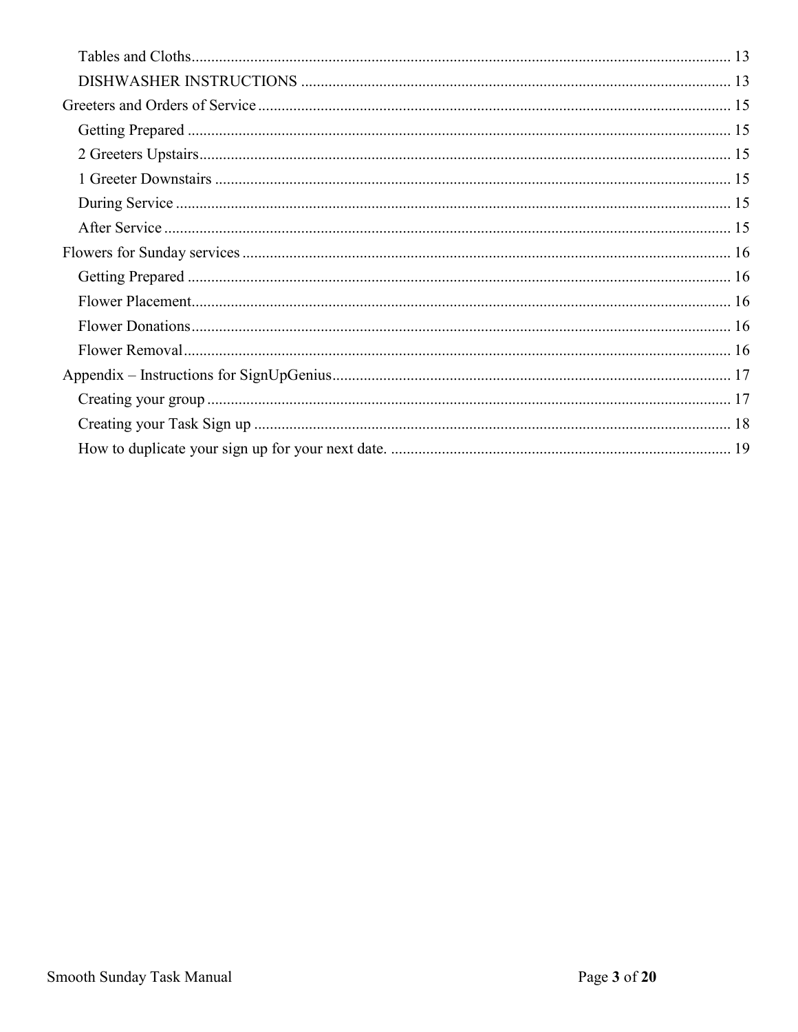- Tables and Cloths ........................................................................................................................................ 13
- DISHWASHER INSTRUCTIONS ............................................................................................................ 13

Greeters and Orders of Service ........................................................................................................................ 15

- Getting Prepared .......................................................................................................................................... 15
- 2 Greeters Upstairs ........................................................................................................................................ 15
- 1 Greeter Downstairs .................................................................................................................................... 15
- During Service ............................................................................................................................................. 15
- After Service ................................................................................................................................................ 15

Flowers for Sunday services ............................................................................................................................ 16

- Getting Prepared .......................................................................................................................................... 16
- Flower Placement ......................................................................................................................................... 16
- Flower Donations ......................................................................................................................................... 16
- Flower Removal ........................................................................................................................................... 16

Appendix – Instructions for SignUpGenius ..................................................................................................... 17

- Creating your group ..................................................................................................................................... 17
- Creating your Task Sign up ......................................................................................................................... 18
- How to duplicate your sign up for your next date. ...................................................................................... 19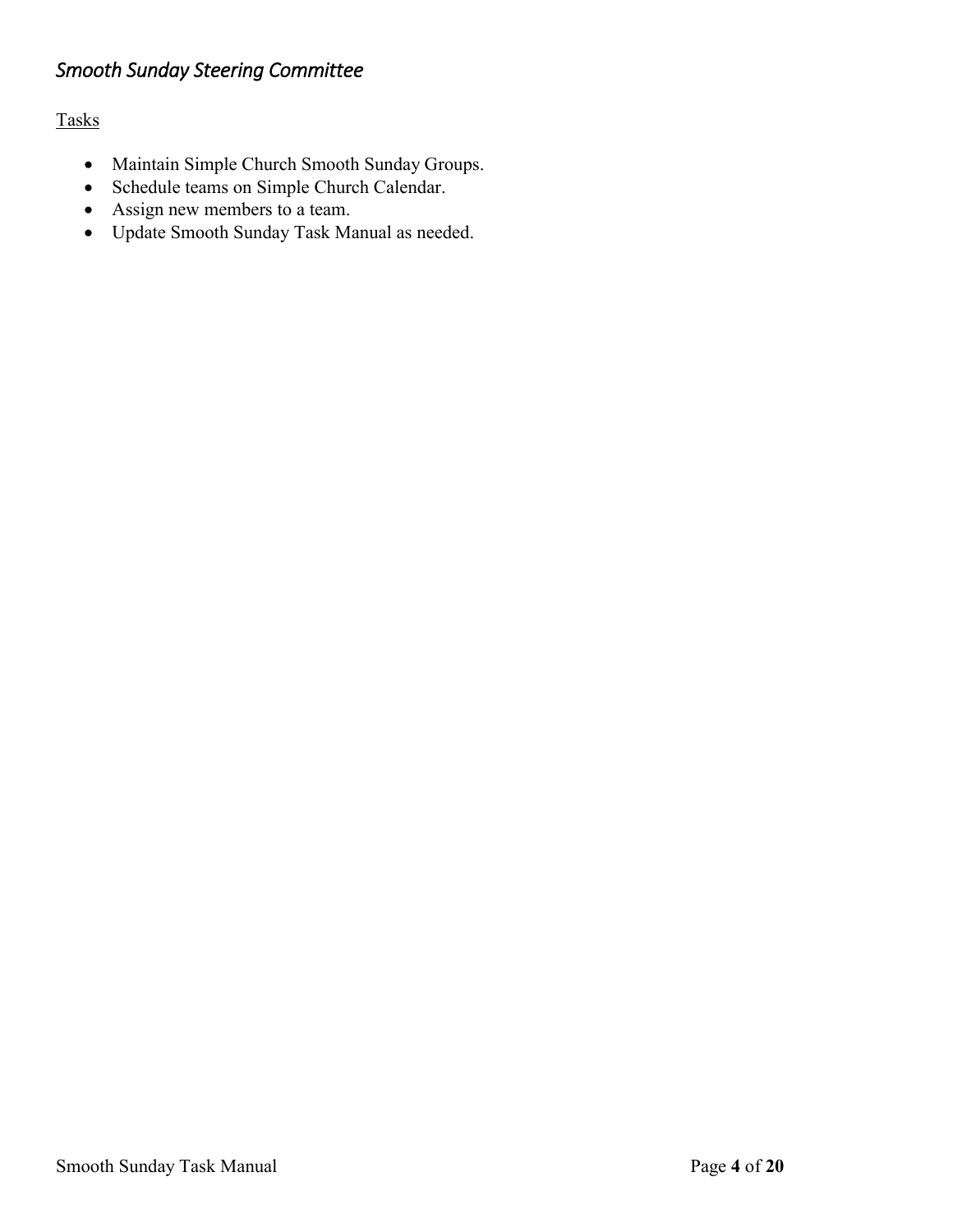## *Smooth Sunday Steering Committee*

Tasks

- Maintain Simple Church Smooth Sunday Groups.
- Schedule teams on Simple Church Calendar.
- Assign new members to a team.
- Update Smooth Sunday Task Manual as needed.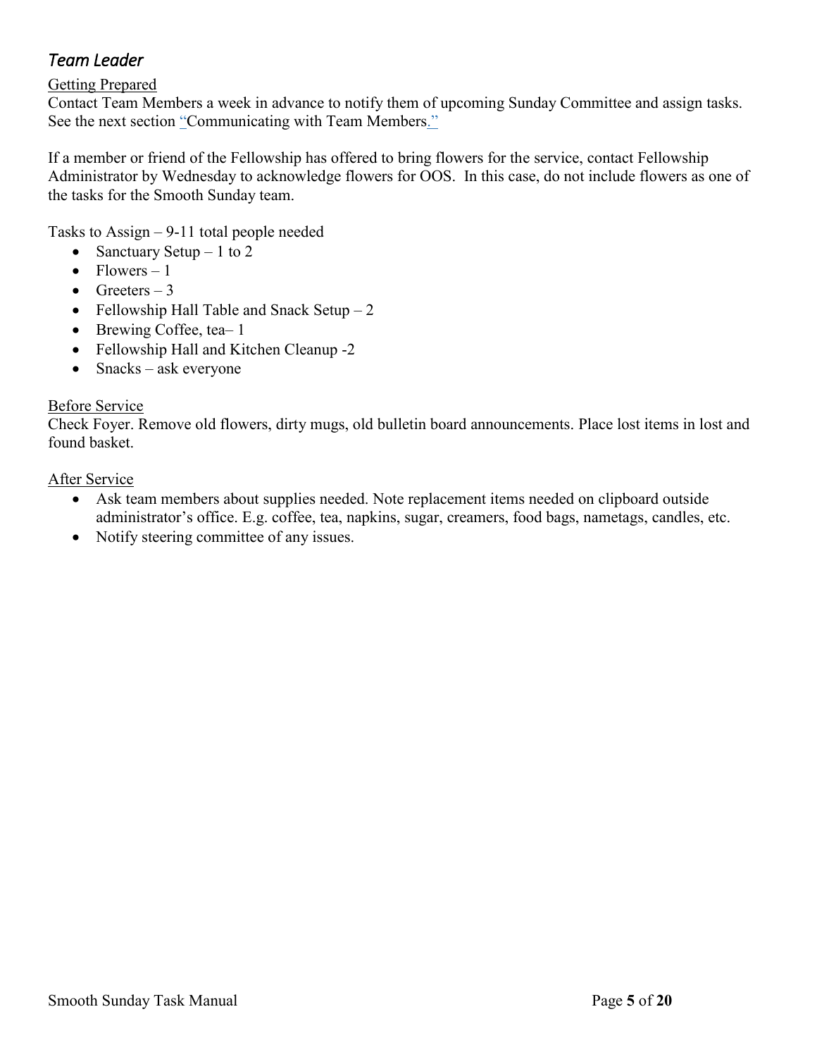## *Team Leader*

Getting Prepared

Contact Team Members a week in advance to notify them of upcoming Sunday Committee and assign tasks. See the next section "Communicating with Team Members."

If a member or friend of the Fellowship has offered to bring flowers for the service, contact Fellowship Administrator by Wednesday to acknowledge flowers for OOS. In this case, do not include flowers as one of the tasks for the Smooth Sunday team.

Tasks to Assign – 9-11 total people needed

- Sanctuary Setup – 1 to 2
- Flowers – 1
- Greeters – 3
- Fellowship Hall Table and Snack Setup – 2
- Brewing Coffee, tea– 1
- Fellowship Hall and Kitchen Cleanup -2
- Snacks – ask everyone

Before Service

Check Foyer. Remove old flowers, dirty mugs, old bulletin board announcements. Place lost items in lost and found basket.

After Service

- Ask team members about supplies needed. Note replacement items needed on clipboard outside administrator's office. E.g. coffee, tea, napkins, sugar, creamers, food bags, nametags, candles, etc.
- Notify steering committee of any issues.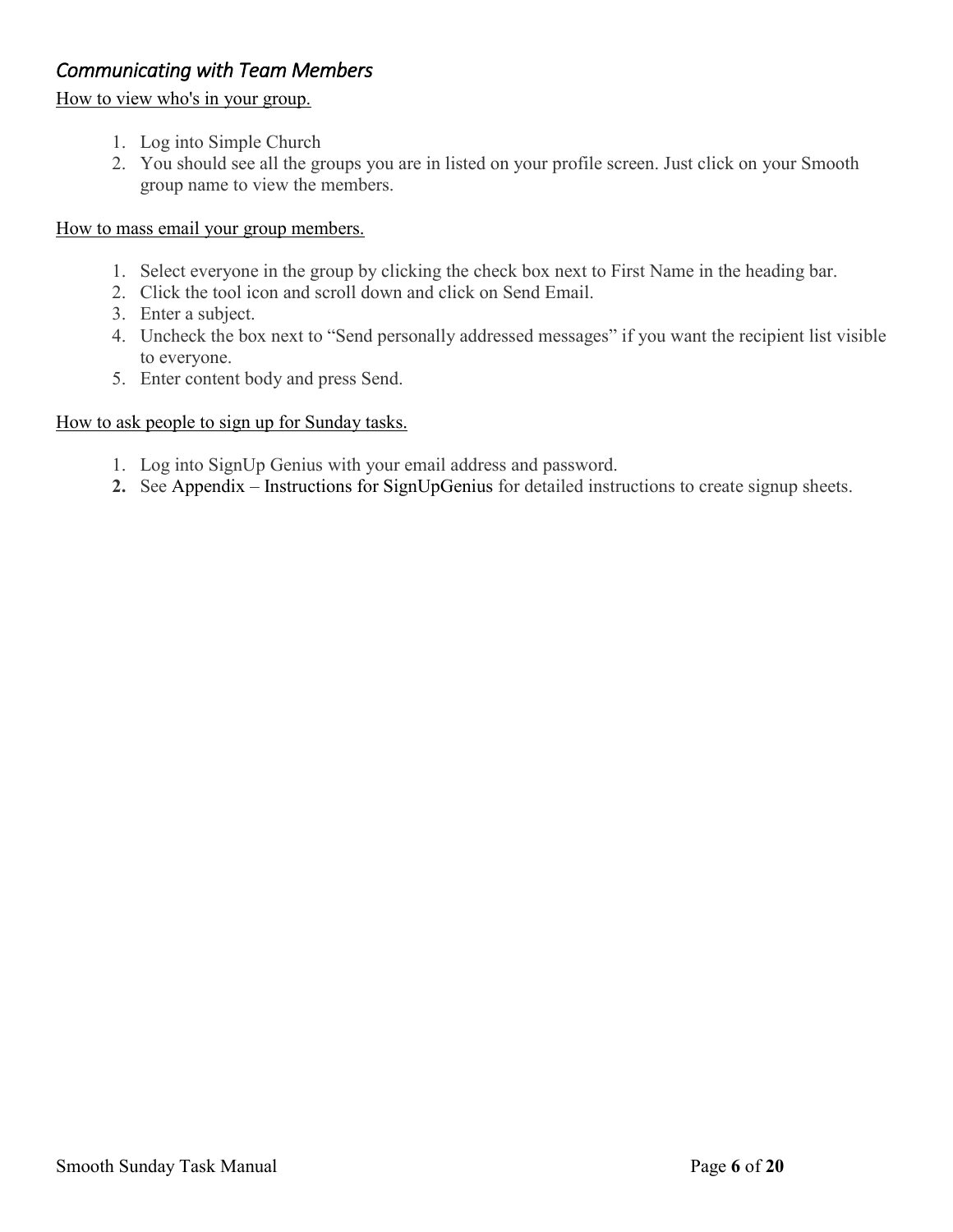## *Communicating with Team Members*

How to view who's in your group.

1. Log into Simple Church
2. You should see all the groups you are in listed on your profile screen. Just click on your Smooth group name to view the members.

How to mass email your group members.

1. Select everyone in the group by clicking the check box next to First Name in the heading bar.
2. Click the tool icon and scroll down and click on Send Email.
3. Enter a subject.
4. Uncheck the box next to "Send personally addressed messages" if you want the recipient list visible to everyone.
5. Enter content body and press Send.

How to ask people to sign up for Sunday tasks.

1. Log into SignUp Genius with your email address and password.
2. See Appendix – Instructions for SignUpGenius for detailed instructions to create signup sheets.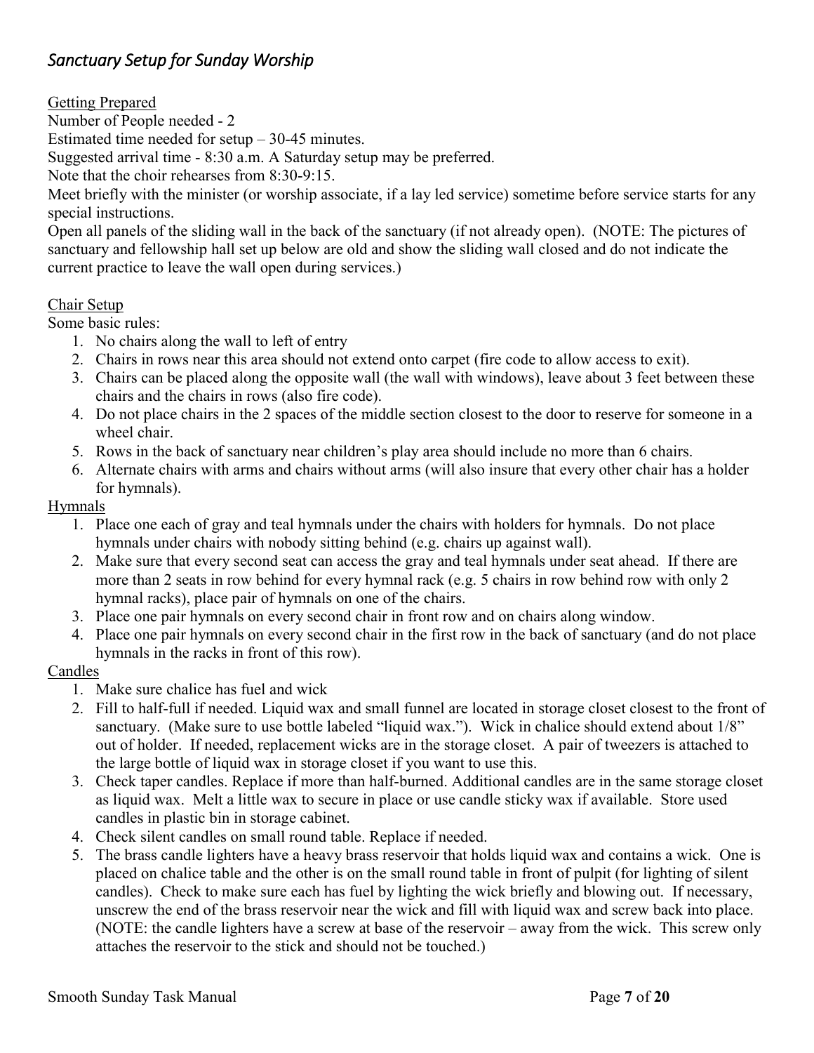## *Sanctuary Setup for Sunday Worship*

Getting Prepared

Number of People needed - 2

Estimated time needed for setup – 30-45 minutes.

Suggested arrival time - 8:30 a.m. A Saturday setup may be preferred.

Note that the choir rehearses from 8:30-9:15.

Meet briefly with the minister (or worship associate, if a lay led service) sometime before service starts for any special instructions.

Open all panels of the sliding wall in the back of the sanctuary (if not already open). (NOTE: The pictures of sanctuary and fellowship hall set up below are old and show the sliding wall closed and do not indicate the current practice to leave the wall open during services.)

Chair Setup

Some basic rules:

1. No chairs along the wall to left of entry
2. Chairs in rows near this area should not extend onto carpet (fire code to allow access to exit).
3. Chairs can be placed along the opposite wall (the wall with windows), leave about 3 feet between these chairs and the chairs in rows (also fire code).
4. Do not place chairs in the 2 spaces of the middle section closest to the door to reserve for someone in a wheel chair.
5. Rows in the back of sanctuary near children's play area should include no more than 6 chairs.
6. Alternate chairs with arms and chairs without arms (will also insure that every other chair has a holder for hymnals).

Hymnals

1. Place one each of gray and teal hymnals under the chairs with holders for hymnals. Do not place hymnals under chairs with nobody sitting behind (e.g. chairs up against wall).
2. Make sure that every second seat can access the gray and teal hymnals under seat ahead. If there are more than 2 seats in row behind for every hymnal rack (e.g. 5 chairs in row behind row with only 2 hymnal racks), place pair of hymnals on one of the chairs.
3. Place one pair hymnals on every second chair in front row and on chairs along window.
4. Place one pair hymnals on every second chair in the first row in the back of sanctuary (and do not place hymnals in the racks in front of this row).

Candles

1. Make sure chalice has fuel and wick
2. Fill to half-full if needed. Liquid wax and small funnel are located in storage closet closest to the front of sanctuary. (Make sure to use bottle labeled "liquid wax."). Wick in chalice should extend about 1/8" out of holder. If needed, replacement wicks are in the storage closet. A pair of tweezers is attached to the large bottle of liquid wax in storage closet if you want to use this.
3. Check taper candles. Replace if more than half-burned. Additional candles are in the same storage closet as liquid wax. Melt a little wax to secure in place or use candle sticky wax if available. Store used candles in plastic bin in storage cabinet.
4. Check silent candles on small round table. Replace if needed.
5. The brass candle lighters have a heavy brass reservoir that holds liquid wax and contains a wick. One is placed on chalice table and the other is on the small round table in front of pulpit (for lighting of silent candles). Check to make sure each has fuel by lighting the wick briefly and blowing out. If necessary, unscrew the end of the brass reservoir near the wick and fill with liquid wax and screw back into place. (NOTE: the candle lighters have a screw at base of the reservoir – away from the wick. This screw only attaches the reservoir to the stick and should not be touched.)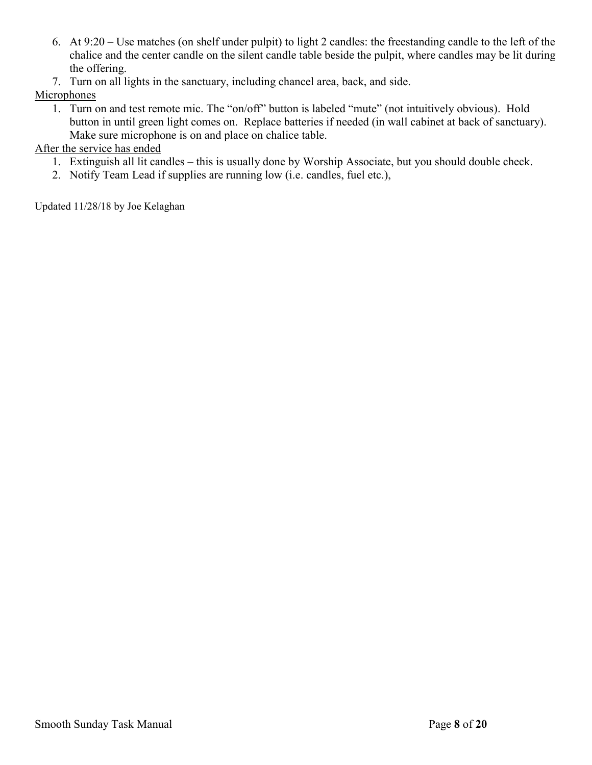6. At 9:20 – Use matches (on shelf under pulpit) to light 2 candles: the freestanding candle to the left of the chalice and the center candle on the silent candle table beside the pulpit, where candles may be lit during the offering.
7. Turn on all lights in the sanctuary, including chancel area, back, and side.

<u>Microphones</u>

1. Turn on and test remote mic. The "on/off" button is labeled "mute" (not intuitively obvious). Hold button in until green light comes on. Replace batteries if needed (in wall cabinet at back of sanctuary). Make sure microphone is on and place on chalice table.

<u>After the service has ended</u>

1. Extinguish all lit candles – this is usually done by Worship Associate, but you should double check.
2. Notify Team Lead if supplies are running low (i.e. candles, fuel etc.),

Updated 11/28/18 by Joe Kelaghan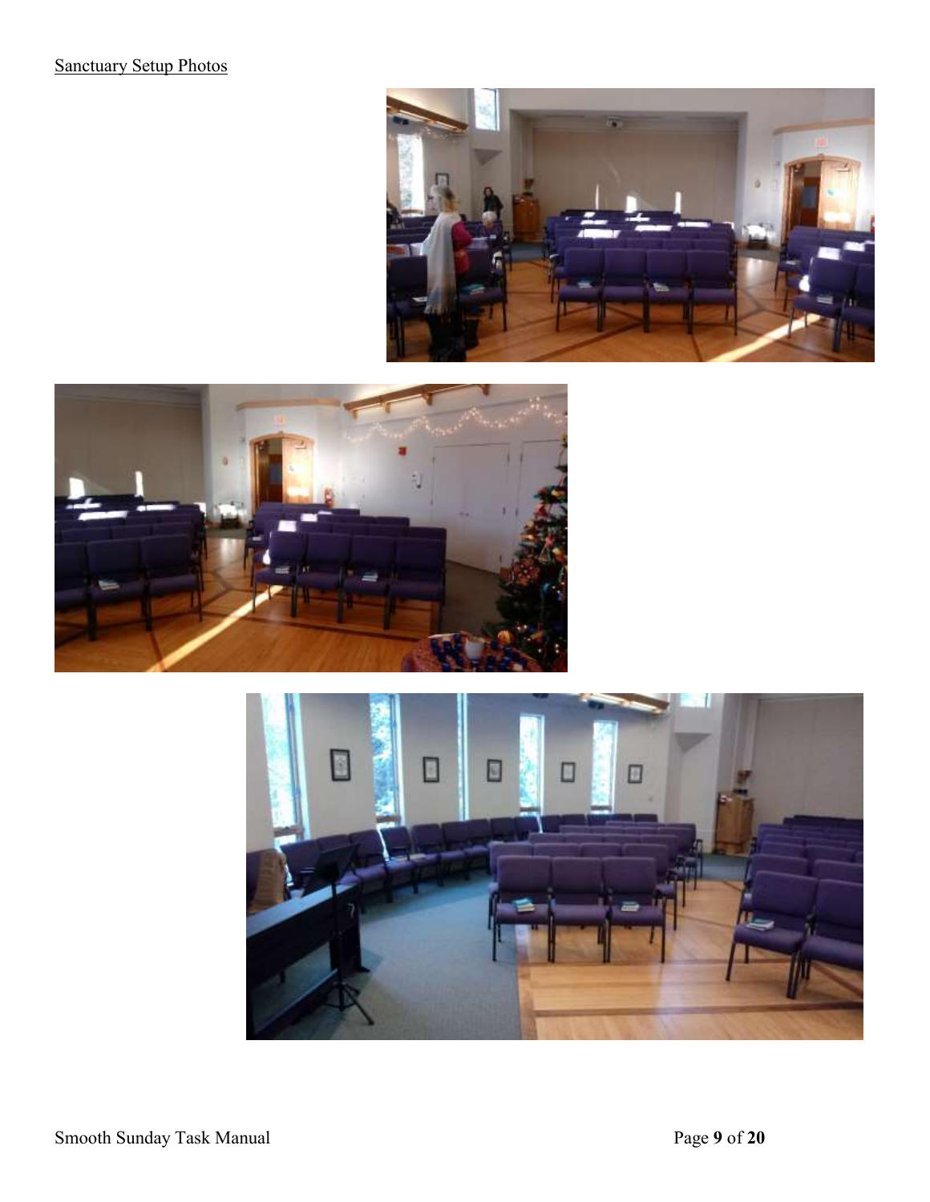Sanctuary Setup Photos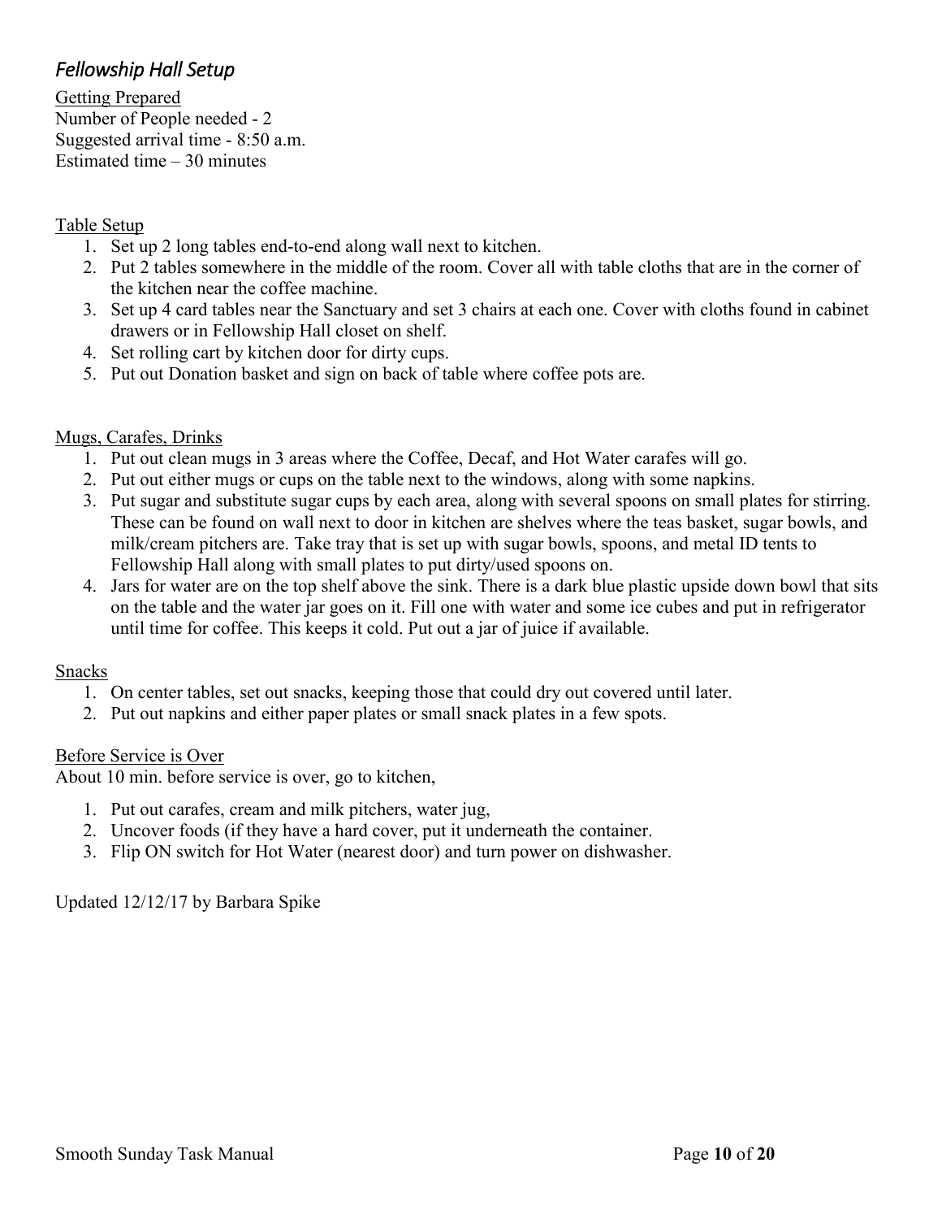## *Fellowship Hall Setup*

Getting Prepared

Number of People needed - 2
Suggested arrival time - 8:50 a.m.
Estimated time – 30 minutes

Table Setup

1. Set up 2 long tables end-to-end along wall next to kitchen.
2. Put 2 tables somewhere in the middle of the room. Cover all with table cloths that are in the corner of the kitchen near the coffee machine.
3. Set up 4 card tables near the Sanctuary and set 3 chairs at each one. Cover with cloths found in cabinet drawers or in Fellowship Hall closet on shelf.
4. Set rolling cart by kitchen door for dirty cups.
5. Put out Donation basket and sign on back of table where coffee pots are.

Mugs, Carafes, Drinks

1. Put out clean mugs in 3 areas where the Coffee, Decaf, and Hot Water carafes will go.
2. Put out either mugs or cups on the table next to the windows, along with some napkins.
3. Put sugar and substitute sugar cups by each area, along with several spoons on small plates for stirring. These can be found on wall next to door in kitchen are shelves where the teas basket, sugar bowls, and milk/cream pitchers are. Take tray that is set up with sugar bowls, spoons, and metal ID tents to Fellowship Hall along with small plates to put dirty/used spoons on.
4. Jars for water are on the top shelf above the sink. There is a dark blue plastic upside down bowl that sits on the table and the water jar goes on it. Fill one with water and some ice cubes and put in refrigerator until time for coffee. This keeps it cold. Put out a jar of juice if available.

Snacks

1. On center tables, set out snacks, keeping those that could dry out covered until later.
2. Put out napkins and either paper plates or small snack plates in a few spots.

Before Service is Over

About 10 min. before service is over, go to kitchen,

1. Put out carafes, cream and milk pitchers, water jug,
2. Uncover foods (if they have a hard cover, put it underneath the container.
3. Flip ON switch for Hot Water (nearest door) and turn power on dishwasher.

Updated 12/12/17 by Barbara Spike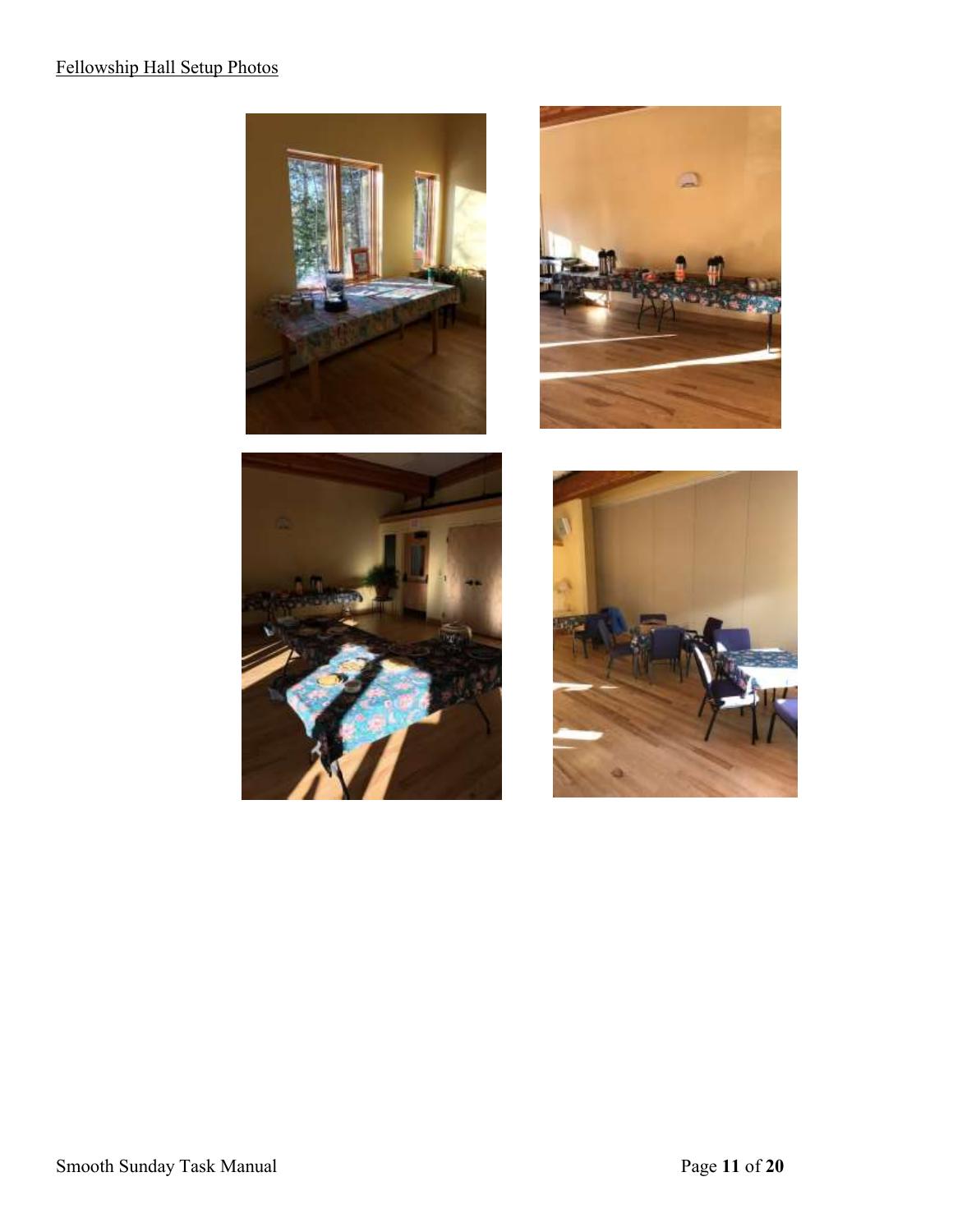Fellowship Hall Setup Photos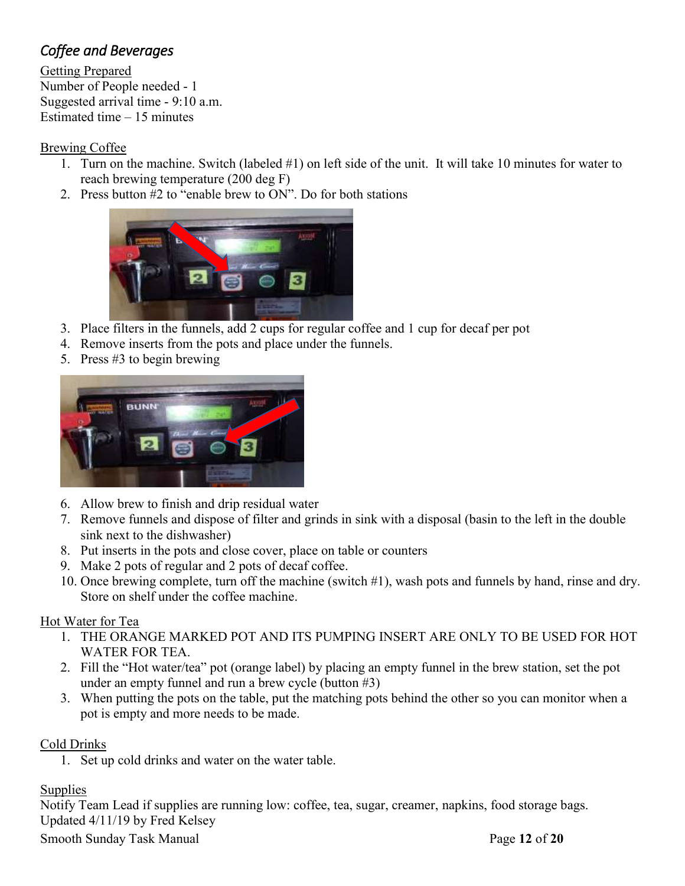## *Coffee and Beverages*

Getting Prepared
Number of People needed - 1
Suggested arrival time - 9:10 a.m.
Estimated time – 15 minutes

Brewing Coffee

1. Turn on the machine. Switch (labeled #1) on left side of the unit. It will take 10 minutes for water to reach brewing temperature (200 deg F)
2. Press button #2 to "enable brew to ON". Do for both stations
3. Place filters in the funnels, add 2 cups for regular coffee and 1 cup for decaf per pot
4. Remove inserts from the pots and place under the funnels.
5. Press #3 to begin brewing
6. Allow brew to finish and drip residual water
7. Remove funnels and dispose of filter and grinds in sink with a disposal (basin to the left in the double sink next to the dishwasher)
8. Put inserts in the pots and close cover, place on table or counters
9. Make 2 pots of regular and 2 pots of decaf coffee.
10. Once brewing complete, turn off the machine (switch #1), wash pots and funnels by hand, rinse and dry. Store on shelf under the coffee machine.

Hot Water for Tea

1. THE ORANGE MARKED POT AND ITS PUMPING INSERT ARE ONLY TO BE USED FOR HOT WATER FOR TEA.
2. Fill the "Hot water/tea" pot (orange label) by placing an empty funnel in the brew station, set the pot under an empty funnel and run a brew cycle (button #3)
3. When putting the pots on the table, put the matching pots behind the other so you can monitor when a pot is empty and more needs to be made.

Cold Drinks

1. Set up cold drinks and water on the water table.

Supplies
Notify Team Lead if supplies are running low: coffee, tea, sugar, creamer, napkins, food storage bags.
Updated 4/11/19 by Fred Kelsey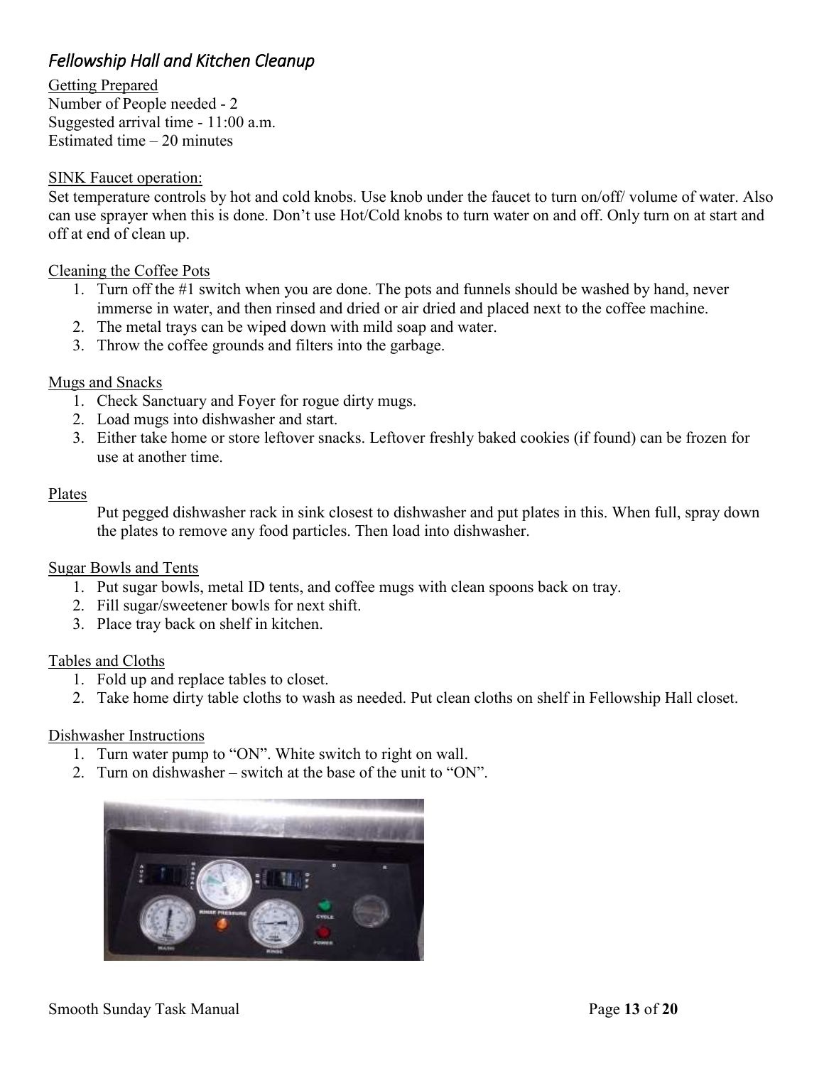## *Fellowship Hall and Kitchen Cleanup*

Getting Prepared
Number of People needed - 2
Suggested arrival time - 11:00 a.m.
Estimated time – 20 minutes

SINK Faucet operation:
Set temperature controls by hot and cold knobs. Use knob under the faucet to turn on/off/ volume of water. Also can use sprayer when this is done. Don't use Hot/Cold knobs to turn water on and off. Only turn on at start and off at end of clean up.

Cleaning the Coffee Pots

1. Turn off the #1 switch when you are done. The pots and funnels should be washed by hand, never immerse in water, and then rinsed and dried or air dried and placed next to the coffee machine.
2. The metal trays can be wiped down with mild soap and water.
3. Throw the coffee grounds and filters into the garbage.

Mugs and Snacks

1. Check Sanctuary and Foyer for rogue dirty mugs.
2. Load mugs into dishwasher and start.
3. Either take home or store leftover snacks. Leftover freshly baked cookies (if found) can be frozen for use at another time.

Plates

Put pegged dishwasher rack in sink closest to dishwasher and put plates in this. When full, spray down the plates to remove any food particles. Then load into dishwasher.

Sugar Bowls and Tents

1. Put sugar bowls, metal ID tents, and coffee mugs with clean spoons back on tray.
2. Fill sugar/sweetener bowls for next shift.
3. Place tray back on shelf in kitchen.

Tables and Cloths

1. Fold up and replace tables to closet.
2. Take home dirty table cloths to wash as needed. Put clean cloths on shelf in Fellowship Hall closet.

Dishwasher Instructions

1. Turn water pump to "ON". White switch to right on wall.
2. Turn on dishwasher – switch at the base of the unit to "ON".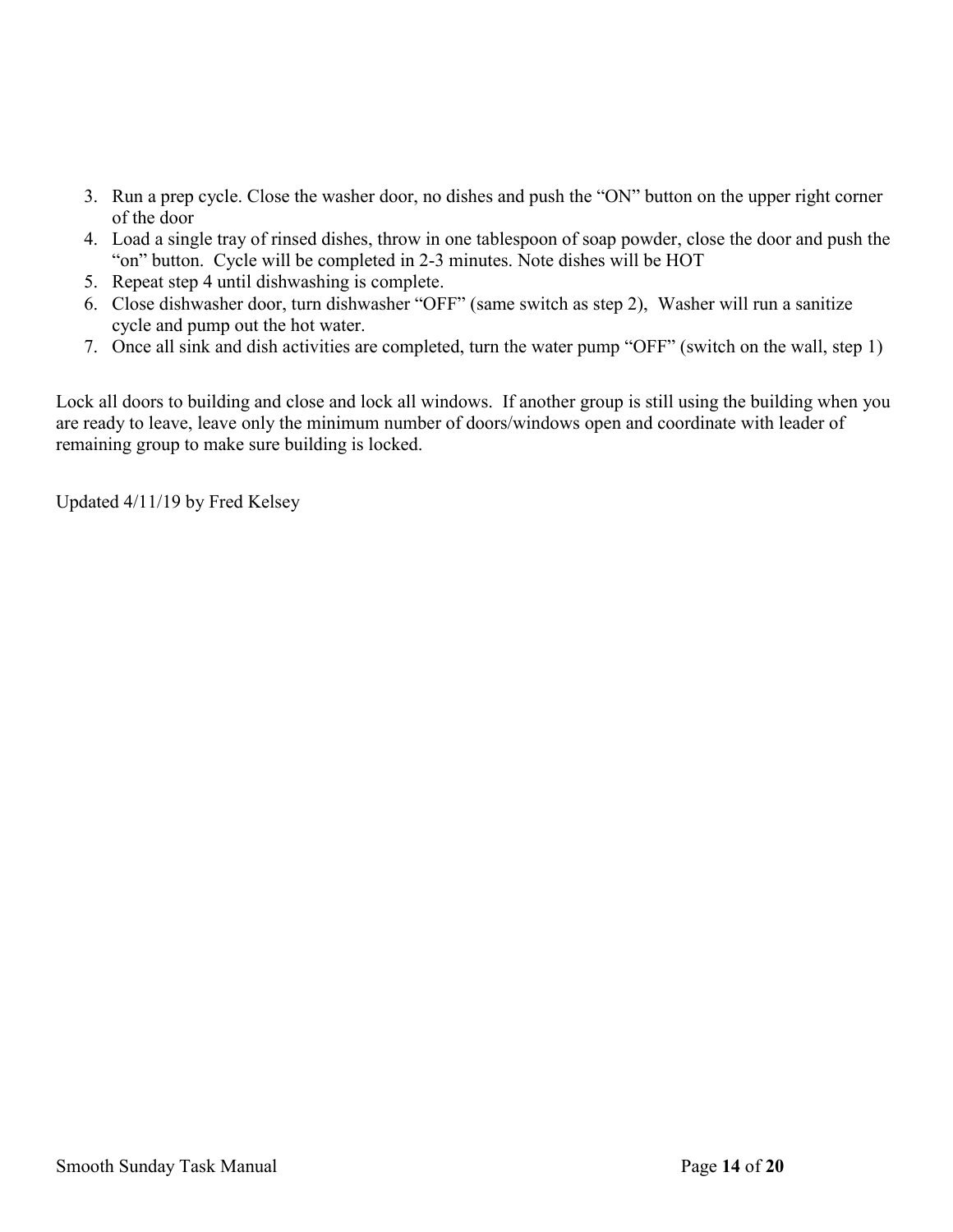3. Run a prep cycle. Close the washer door, no dishes and push the "ON" button on the upper right corner of the door
4. Load a single tray of rinsed dishes, throw in one tablespoon of soap powder, close the door and push the "on" button. Cycle will be completed in 2-3 minutes. Note dishes will be HOT
5. Repeat step 4 until dishwashing is complete.
6. Close dishwasher door, turn dishwasher "OFF" (same switch as step 2), Washer will run a sanitize cycle and pump out the hot water.
7. Once all sink and dish activities are completed, turn the water pump "OFF" (switch on the wall, step 1)

Lock all doors to building and close and lock all windows. If another group is still using the building when you are ready to leave, leave only the minimum number of doors/windows open and coordinate with leader of remaining group to make sure building is locked.

Updated 4/11/19 by Fred Kelsey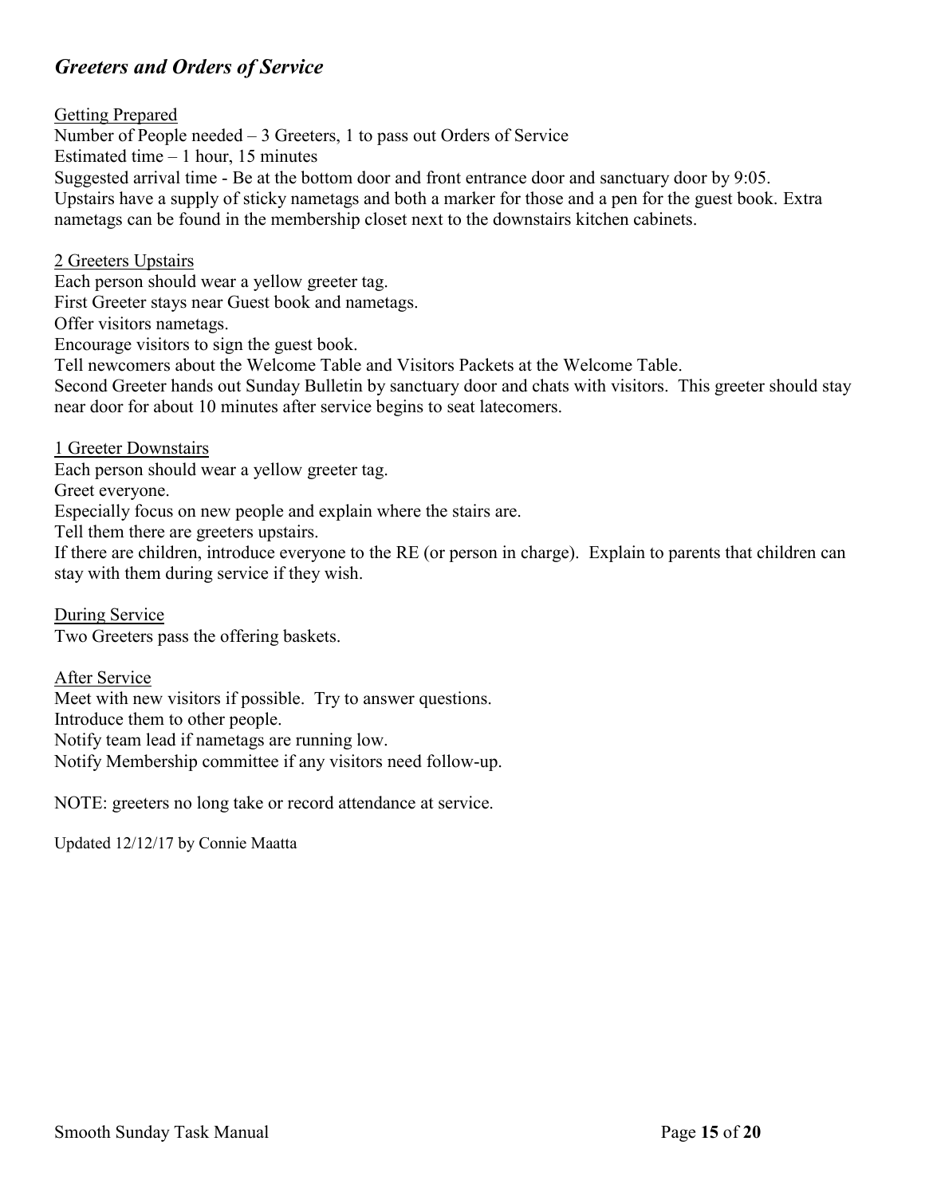## *Greeters and Orders of Service*

Getting Prepared

Number of People needed – 3 Greeters, 1 to pass out Orders of Service
Estimated time – 1 hour, 15 minutes
Suggested arrival time - Be at the bottom door and front entrance door and sanctuary door by 9:05.
Upstairs have a supply of sticky nametags and both a marker for those and a pen for the guest book. Extra nametags can be found in the membership closet next to the downstairs kitchen cabinets.

2 Greeters Upstairs

Each person should wear a yellow greeter tag.
First Greeter stays near Guest book and nametags.
Offer visitors nametags.
Encourage visitors to sign the guest book.
Tell newcomers about the Welcome Table and Visitors Packets at the Welcome Table.
Second Greeter hands out Sunday Bulletin by sanctuary door and chats with visitors. This greeter should stay near door for about 10 minutes after service begins to seat latecomers.

1 Greeter Downstairs

Each person should wear a yellow greeter tag.
Greet everyone.
Especially focus on new people and explain where the stairs are.
Tell them there are greeters upstairs.
If there are children, introduce everyone to the RE (or person in charge). Explain to parents that children can stay with them during service if they wish.

During Service

Two Greeters pass the offering baskets.

After Service

Meet with new visitors if possible. Try to answer questions.
Introduce them to other people.
Notify team lead if nametags are running low.
Notify Membership committee if any visitors need follow-up.

NOTE: greeters no long take or record attendance at service.

Updated 12/12/17 by Connie Maatta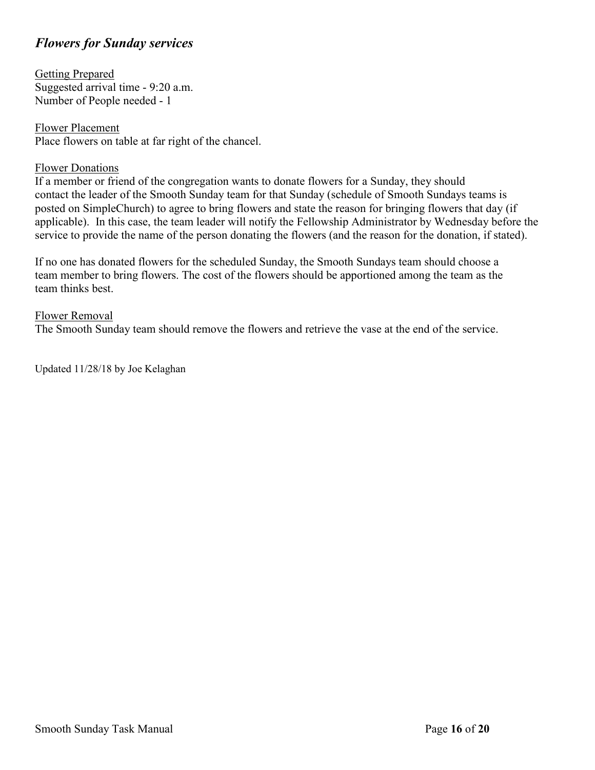## *Flowers for Sunday services*

Getting Prepared
Suggested arrival time - 9:20 a.m.
Number of People needed - 1

Flower Placement
Place flowers on table at far right of the chancel.

Flower Donations
If a member or friend of the congregation wants to donate flowers for a Sunday, they should contact the leader of the Smooth Sunday team for that Sunday (schedule of Smooth Sundays teams is posted on SimpleChurch) to agree to bring flowers and state the reason for bringing flowers that day (if applicable). In this case, the team leader will notify the Fellowship Administrator by Wednesday before the service to provide the name of the person donating the flowers (and the reason for the donation, if stated).

If no one has donated flowers for the scheduled Sunday, the Smooth Sundays team should choose a team member to bring flowers. The cost of the flowers should be apportioned among the team as the team thinks best.

Flower Removal
The Smooth Sunday team should remove the flowers and retrieve the vase at the end of the service.

Updated 11/28/18 by Joe Kelaghan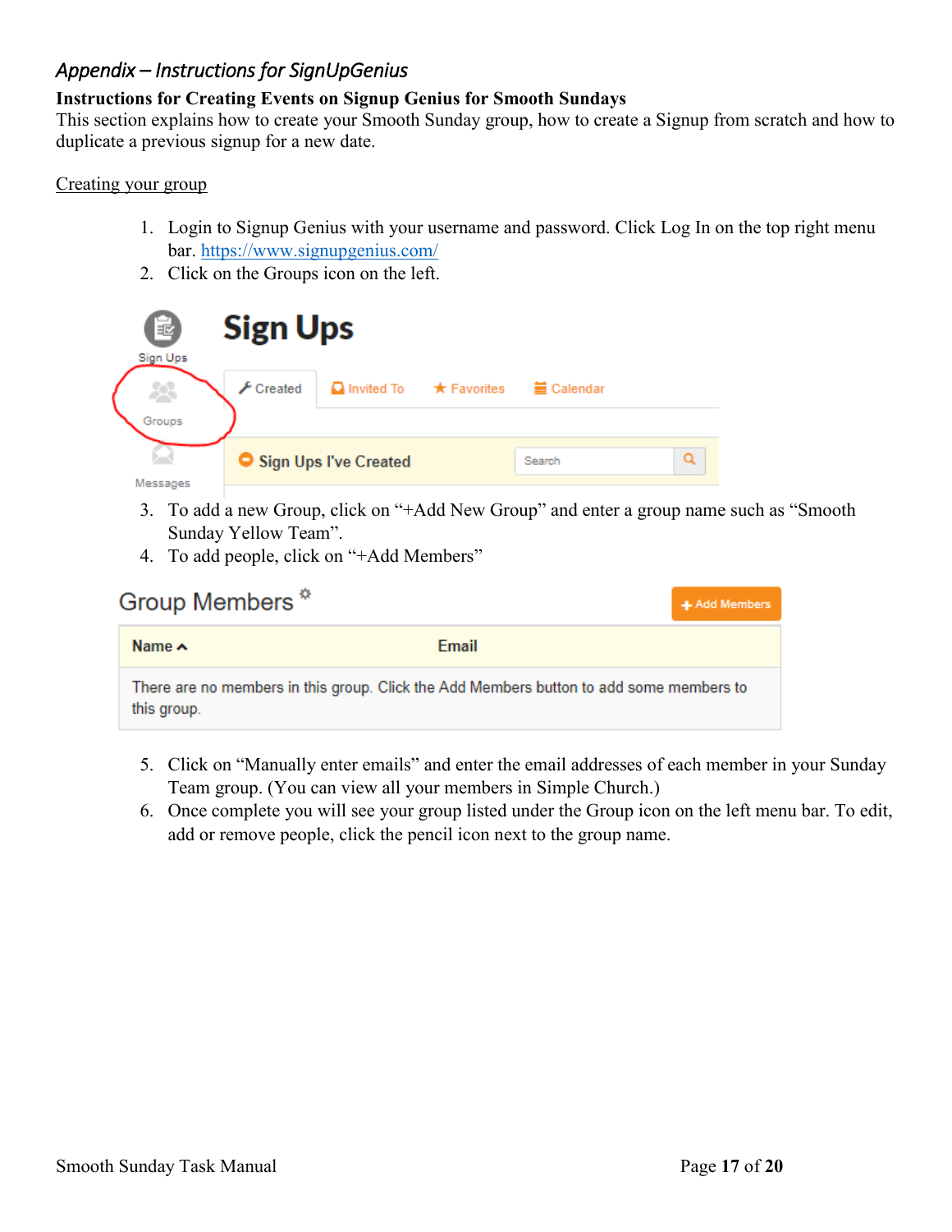## *Appendix – Instructions for SignUpGenius*

**Instructions for Creating Events on Signup Genius for Smooth Sundays**

This section explains how to create your Smooth Sunday group, how to create a Signup from scratch and how to duplicate a previous signup for a new date.

Creating your group

1. Login to Signup Genius with your username and password. Click Log In on the top right menu bar. https://www.signupgenius.com/
2. Click on the Groups icon on the left.
3. To add a new Group, click on "+Add New Group" and enter a group name such as "Smooth Sunday Yellow Team".
4. To add people, click on "+Add Members"
5. Click on "Manually enter emails" and enter the email addresses of each member in your Sunday Team group. (You can view all your members in Simple Church.)
6. Once complete you will see your group listed under the Group icon on the left menu bar. To edit, add or remove people, click the pencil icon next to the group name.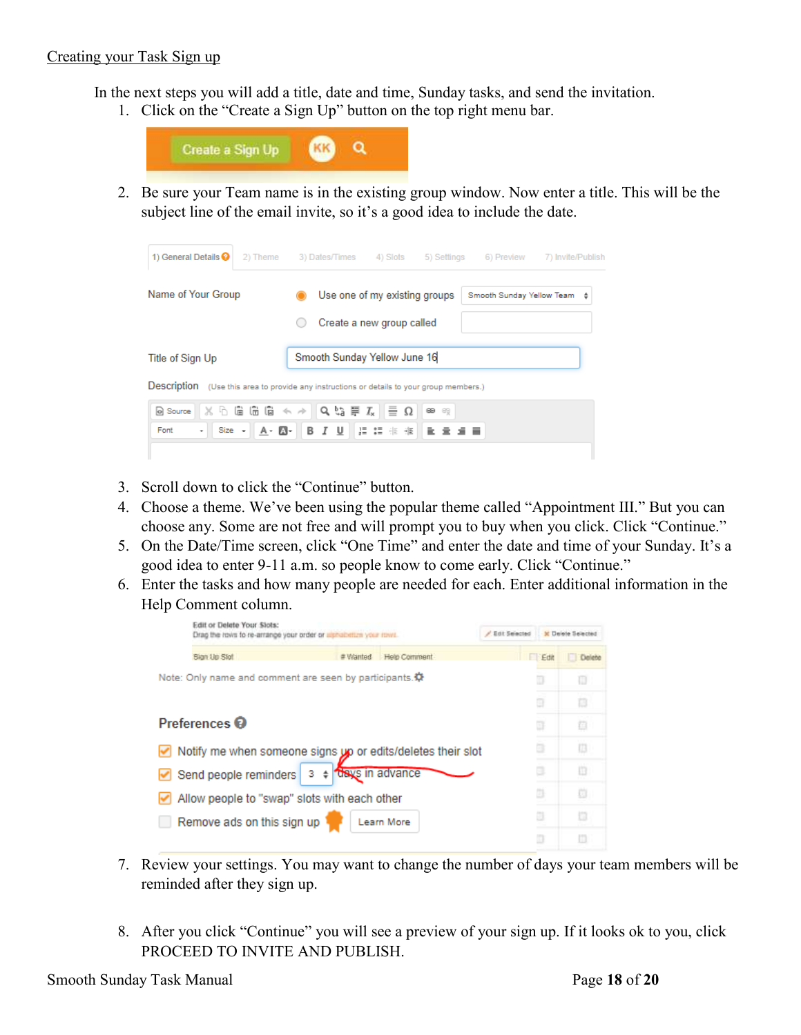Creating your Task Sign up

In the next steps you will add a title, date and time, Sunday tasks, and send the invitation.

1. Click on the "Create a Sign Up" button on the top right menu bar.
2. Be sure your Team name is in the existing group window. Now enter a title. This will be the subject line of the email invite, so it's a good idea to include the date.
3. Scroll down to click the "Continue" button.
4. Choose a theme. We've been using the popular theme called "Appointment III." But you can choose any. Some are not free and will prompt you to buy when you click. Click "Continue."
5. On the Date/Time screen, click "One Time" and enter the date and time of your Sunday. It's a good idea to enter 9-11 a.m. so people know to come early. Click "Continue."
6. Enter the tasks and how many people are needed for each. Enter additional information in the Help Comment column.
7. Review your settings. You may want to change the number of days your team members will be reminded after they sign up.
8. After you click "Continue" you will see a preview of your sign up. If it looks ok to you, click PROCEED TO INVITE AND PUBLISH.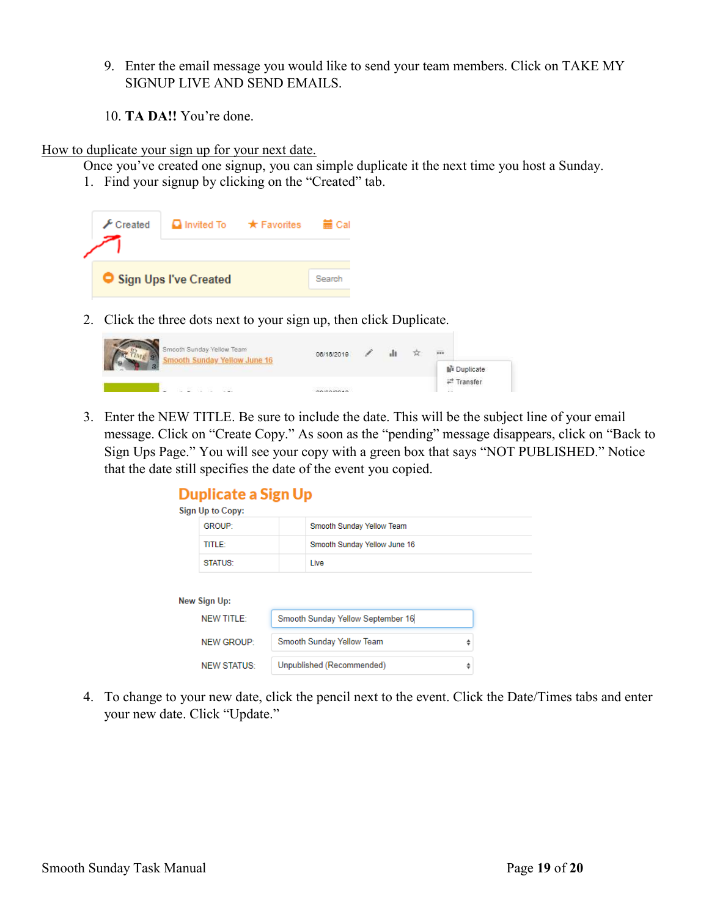9. Enter the email message you would like to send your team members. Click on TAKE MY SIGNUP LIVE AND SEND EMAILS.

10. **TA DA!!** You're done.

<u>How to duplicate your sign up for your next date.</u>

Once you've created one signup, you can simple duplicate it the next time you host a Sunday.

1. Find your signup by clicking on the "Created" tab.

2. Click the three dots next to your sign up, then click Duplicate.

3. Enter the NEW TITLE. Be sure to include the date. This will be the subject line of your email message. Click on "Create Copy." As soon as the "pending" message disappears, click on "Back to Sign Ups Page." You will see your copy with a green box that says "NOT PUBLISHED." Notice that the date still specifies the date of the event you copied.

4. To change to your new date, click the pencil next to the event. Click the Date/Times tabs and enter your new date. Click "Update."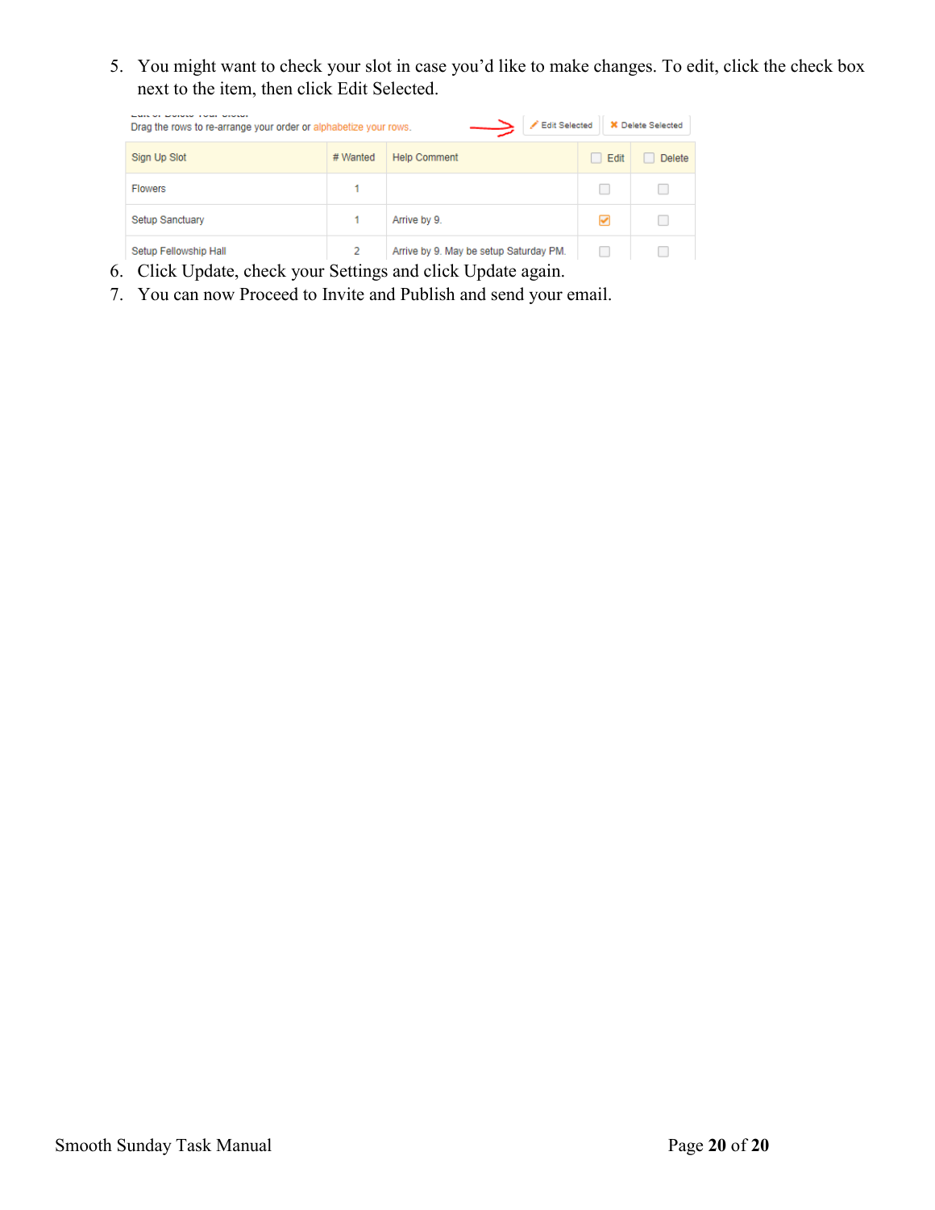5. You might want to check your slot in case you'd like to make changes. To edit, click the check box next to the item, then click Edit Selected.

Drag the rows to re-arrange your order or alphabetize your rows.

Edit Selected | Delete Selected

| Sign Up Slot | # Wanted | Help Comment | Edit | Delete |
|---|---|---|---|---|
| Flowers | 1 | | ☐ | ☐ |
| Setup Sanctuary | 1 | Arrive by 9. | ☑ | ☐ |
| Setup Fellowship Hall | 2 | Arrive by 9. May be setup Saturday PM. | ☐ | ☐ |

6. Click Update, check your Settings and click Update again.
7. You can now Proceed to Invite and Publish and send your email.